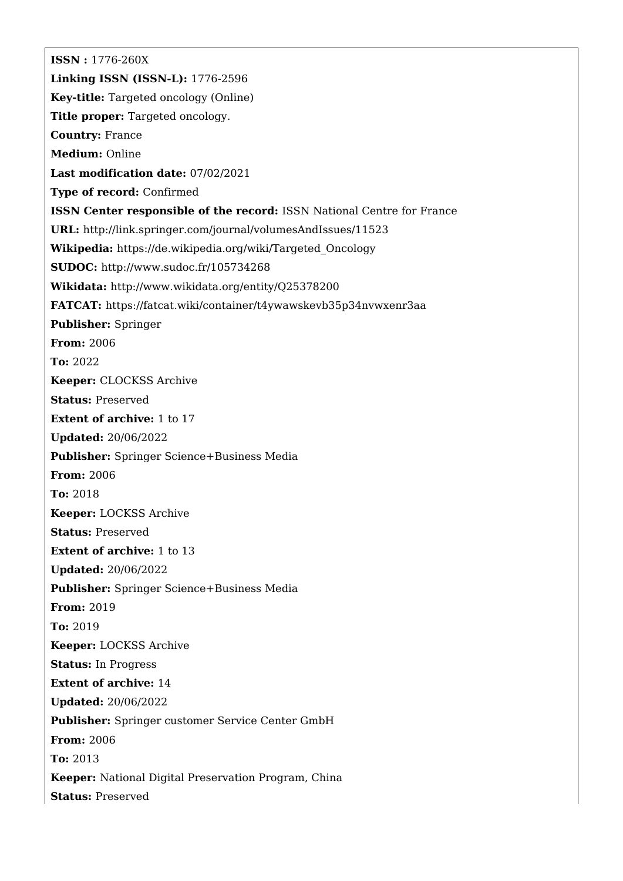**ISSN :** 1776-260X

**Linking ISSN (ISSN-L):** 1776-2596

**Key-title:** Targeted oncology (Online)

**Title proper:** Targeted oncology.

**Country:** France

**Medium:** Online

**Last modification date:** 07/02/2021

**Type of record:** Confirmed

**ISSN Center responsible of the record:** ISSN National Centre for France

**URL:** http://link.springer.com/journal/volumesAndIssues/11523

**Wikipedia:** https://de.wikipedia.org/wiki/Targeted_Oncology

**SUDOC:** http://www.sudoc.fr/105734268

**Wikidata:** http://www.wikidata.org/entity/Q25378200

**FATCAT:** https://fatcat.wiki/container/t4ywawskevb35p34nvwxenr3aa

**Publisher:** Springer

**From:** 2006

**To:** 2022

**Keeper:** CLOCKSS Archive

**Status:** Preserved

**Extent of archive:** 1 to 17

**Updated:** 20/06/2022

**Publisher:** Springer Science+Business Media

**From:** 2006

**To:** 2018

**Keeper:** LOCKSS Archive

**Status:** Preserved

**Extent of archive:** 1 to 13

**Updated:** 20/06/2022

**Publisher:** Springer Science+Business Media

**From:** 2019

**To:** 2019

**Keeper:** LOCKSS Archive

**Status:** In Progress

**Extent of archive:** 14

**Updated:** 20/06/2022

**Publisher:** Springer customer Service Center GmbH

**From:** 2006

**To:** 2013

**Keeper:** National Digital Preservation Program, China

**Status:** Preserved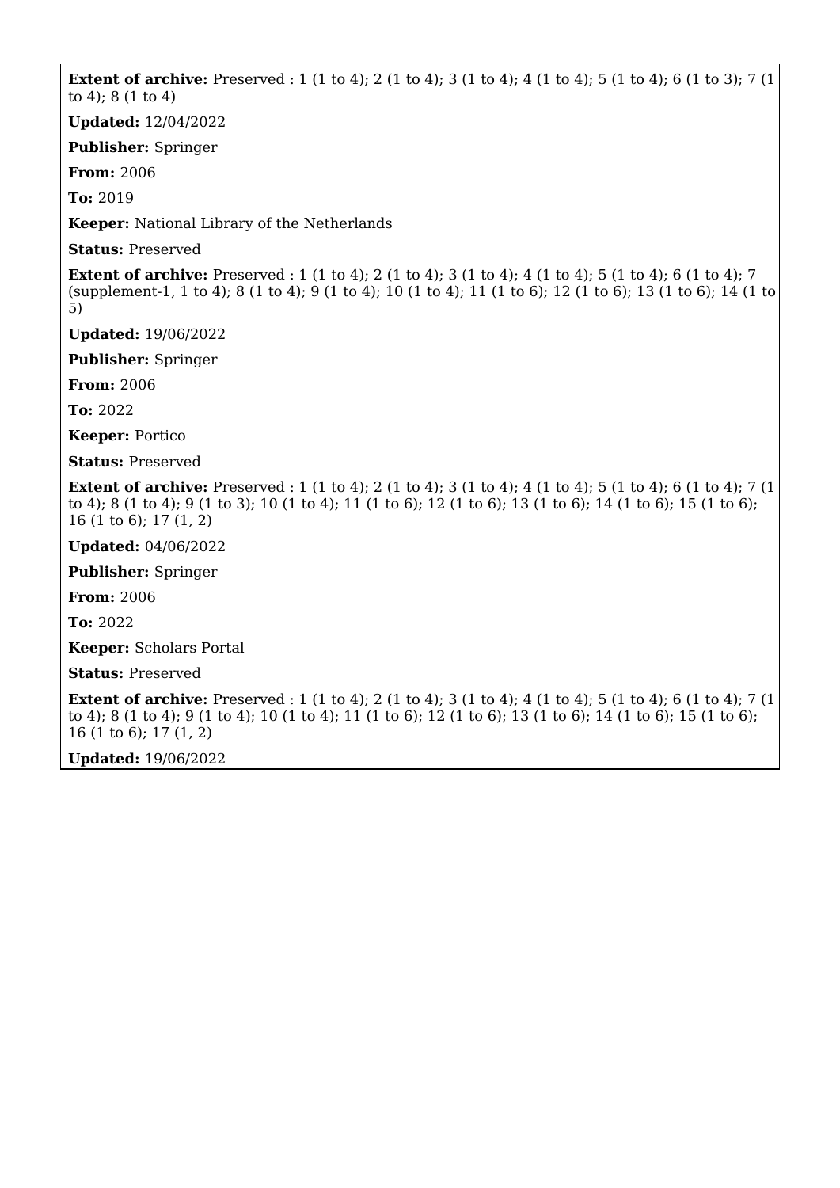**Extent of archive:** Preserved : 1 (1 to 4); 2 (1 to 4); 3 (1 to 4); 4 (1 to 4); 5 (1 to 4); 6 (1 to 3); 7 (1 to 4); 8 (1 to 4)

**Updated:** 12/04/2022

**Publisher:** Springer

**From:** 2006

**To:** 2019

**Keeper:** National Library of the Netherlands

**Status:** Preserved

**Extent of archive:** Preserved : 1 (1 to 4); 2 (1 to 4); 3 (1 to 4); 4 (1 to 4); 5 (1 to 4); 6 (1 to 4); 7 (supplement-1, 1 to 4); 8 (1 to 4); 9 (1 to 4); 10 (1 to 4); 11 (1 to 6); 12 (1 to 6); 13 (1 to 6); 14 (1 to 5)

**Updated:** 19/06/2022

**Publisher:** Springer

**From:** 2006

**To:** 2022

**Keeper:** Portico

**Status:** Preserved

**Extent of archive:** Preserved : 1 (1 to 4); 2 (1 to 4); 3 (1 to 4); 4 (1 to 4); 5 (1 to 4); 6 (1 to 4); 7 (1 to 4); 8 (1 to 4); 9 (1 to 3); 10 (1 to 4); 11 (1 to 6); 12 (1 to 6); 13 (1 to 6); 14 (1 to 6); 15 (1 to 6); 16 (1 to 6); 17 (1, 2)

**Updated:** 04/06/2022

**Publisher:** Springer

**From:** 2006

**To:** 2022

**Keeper:** Scholars Portal

**Status:** Preserved

**Extent of archive:** Preserved : 1 (1 to 4); 2 (1 to 4); 3 (1 to 4); 4 (1 to 4); 5 (1 to 4); 6 (1 to 4); 7 (1 to 4); 8 (1 to 4); 9 (1 to 4); 10 (1 to 4); 11 (1 to 6); 12 (1 to 6); 13 (1 to 6); 14 (1 to 6); 15 (1 to 6); 16 (1 to 6); 17 (1, 2)

**Updated:** 19/06/2022